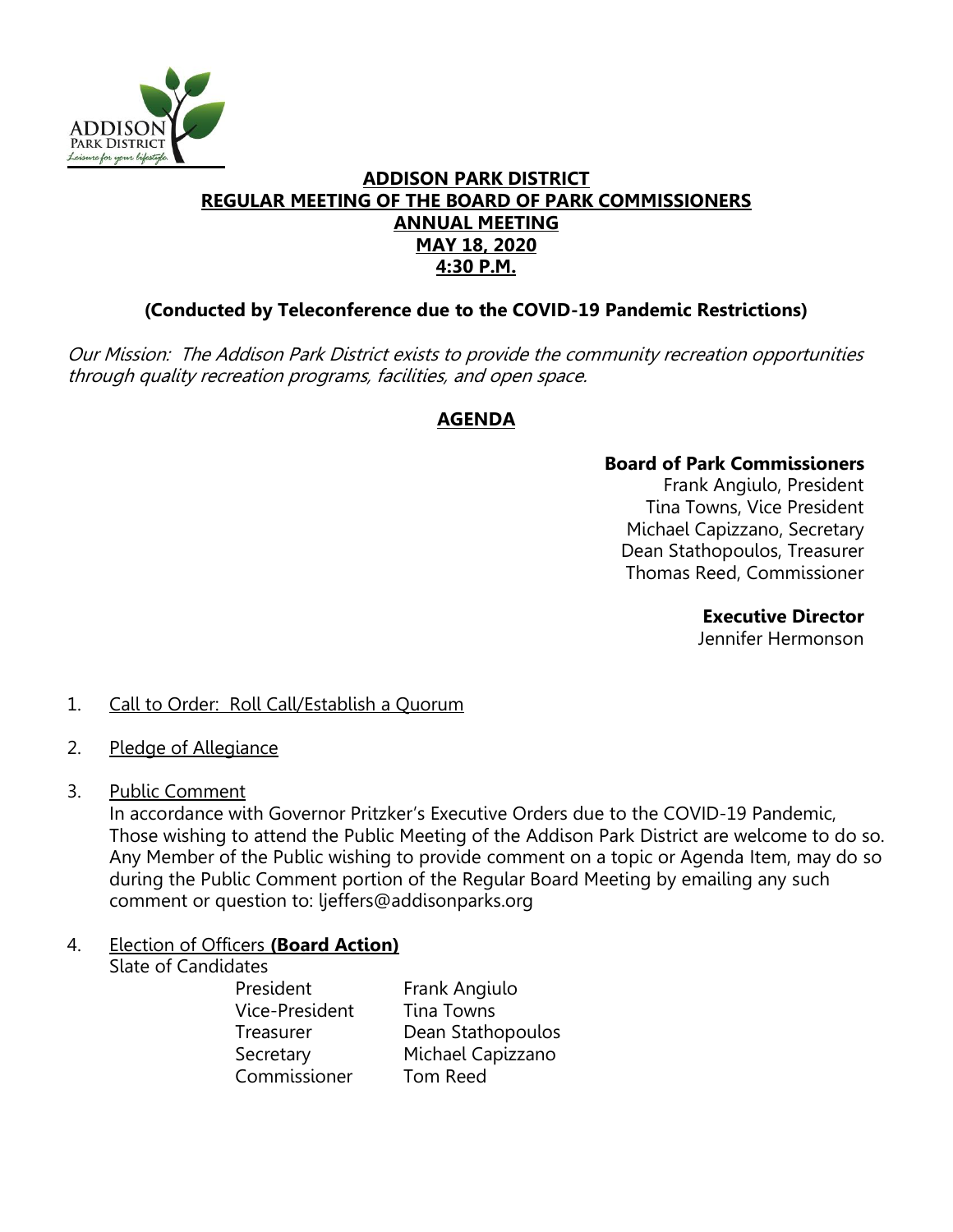# ADDISON PARK DISTRICT
## REGULAR MEETING OF THE BOARD OF PARK COMMISSIONERS
## ANNUAL MEETING
## MAY 18, 2020
## 4:30 P.M.

**(Conducted by Teleconference due to the COVID-19 Pandemic Restrictions)**

*Our Mission: The Addison Park District exists to provide the community recreation opportunities through quality recreation programs, facilities, and open space.*

## AGENDA

**Board of Park Commissioners**
Frank Angiulo, President
Tina Towns, Vice President
Michael Capizzano, Secretary
Dean Stathopoulos, Treasurer
Thomas Reed, Commissioner

**Executive Director**
Jennifer Hermonson

1. Call to Order: Roll Call/Establish a Quorum

2. Pledge of Allegiance

3. Public Comment
   In accordance with Governor Pritzker's Executive Orders due to the COVID-19 Pandemic, Those wishing to attend the Public Meeting of the Addison Park District are welcome to do so. Any Member of the Public wishing to provide comment on a topic or Agenda Item, may do so during the Public Comment portion of the Regular Board Meeting by emailing any such comment or question to: ljeffers@addisonparks.org

4. Election of Officers **(Board Action)**
   Slate of Candidates

| | |
|---|---|
| President | Frank Angiulo |
| Vice-President | Tina Towns |
| Treasurer | Dean Stathopoulos |
| Secretary | Michael Capizzano |
| Commissioner | Tom Reed |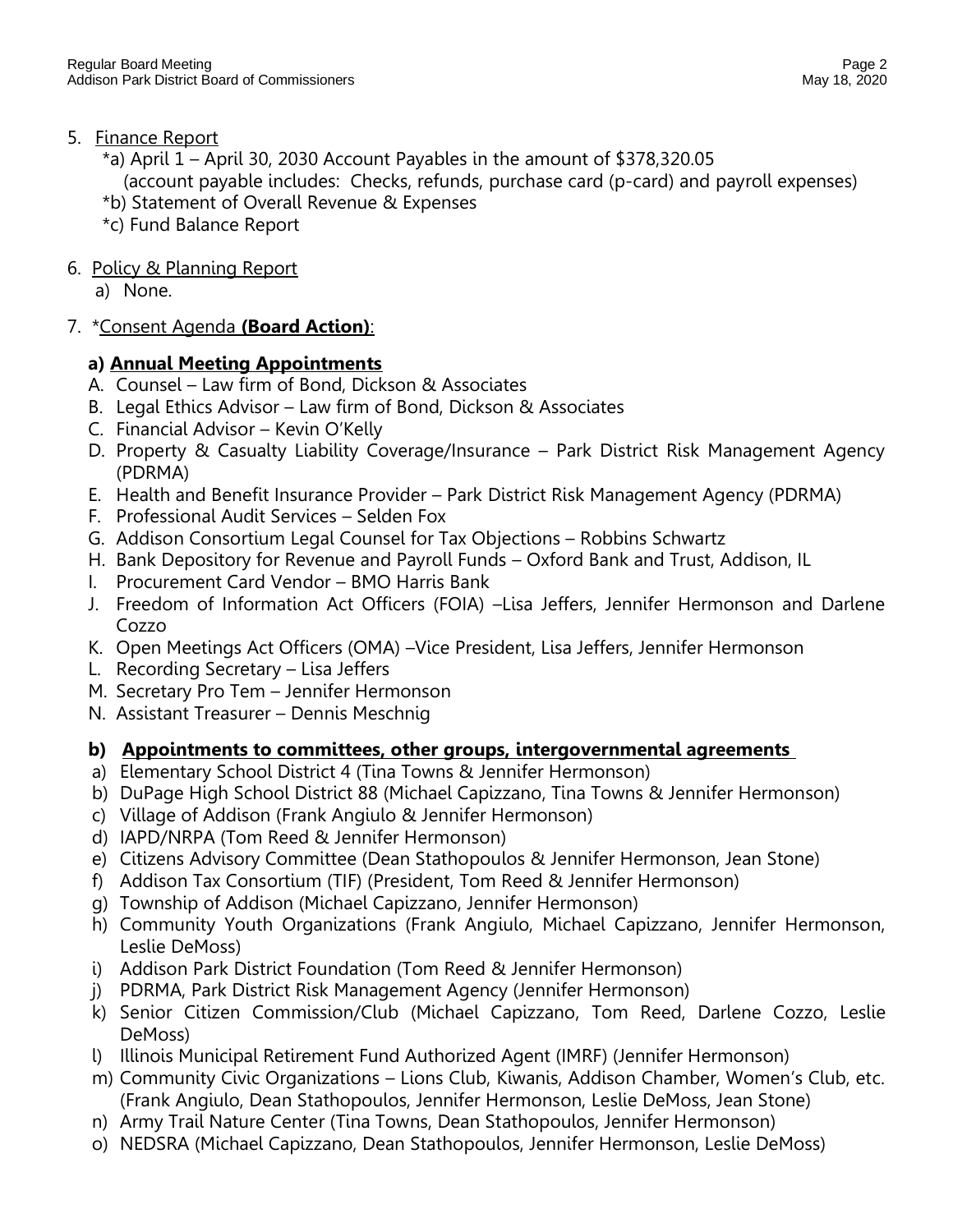5. Finance Report
   *a) April 1 – April 30, 2030 Account Payables in the amount of $378,320.05
   (account payable includes: Checks, refunds, purchase card (p-card) and payroll expenses)
   *b) Statement of Overall Revenue & Expenses
   *c) Fund Balance Report

6. Policy & Planning Report
   a) None.

7. *Consent Agenda **(Board Action)**:

   **a) Annual Meeting Appointments**

   A. Counsel – Law firm of Bond, Dickson & Associates
   B. Legal Ethics Advisor – Law firm of Bond, Dickson & Associates
   C. Financial Advisor – Kevin O'Kelly
   D. Property & Casualty Liability Coverage/Insurance – Park District Risk Management Agency (PDRMA)
   E. Health and Benefit Insurance Provider – Park District Risk Management Agency (PDRMA)
   F. Professional Audit Services – Selden Fox
   G. Addison Consortium Legal Counsel for Tax Objections – Robbins Schwartz
   H. Bank Depository for Revenue and Payroll Funds – Oxford Bank and Trust, Addison, IL
   I. Procurement Card Vendor – BMO Harris Bank
   J. Freedom of Information Act Officers (FOIA) –Lisa Jeffers, Jennifer Hermonson and Darlene Cozzo
   K. Open Meetings Act Officers (OMA) –Vice President, Lisa Jeffers, Jennifer Hermonson
   L. Recording Secretary – Lisa Jeffers
   M. Secretary Pro Tem – Jennifer Hermonson
   N. Assistant Treasurer – Dennis Meschnig

   **b) Appointments to committees, other groups, intergovernmental agreements**

   a) Elementary School District 4 (Tina Towns & Jennifer Hermonson)
   b) DuPage High School District 88 (Michael Capizzano, Tina Towns & Jennifer Hermonson)
   c) Village of Addison (Frank Angiulo & Jennifer Hermonson)
   d) IAPD/NRPA (Tom Reed & Jennifer Hermonson)
   e) Citizens Advisory Committee (Dean Stathopoulos & Jennifer Hermonson, Jean Stone)
   f) Addison Tax Consortium (TIF) (President, Tom Reed & Jennifer Hermonson)
   g) Township of Addison (Michael Capizzano, Jennifer Hermonson)
   h) Community Youth Organizations (Frank Angiulo, Michael Capizzano, Jennifer Hermonson, Leslie DeMoss)
   i) Addison Park District Foundation (Tom Reed & Jennifer Hermonson)
   j) PDRMA, Park District Risk Management Agency (Jennifer Hermonson)
   k) Senior Citizen Commission/Club (Michael Capizzano, Tom Reed, Darlene Cozzo, Leslie DeMoss)
   l) Illinois Municipal Retirement Fund Authorized Agent (IMRF) (Jennifer Hermonson)
   m) Community Civic Organizations – Lions Club, Kiwanis, Addison Chamber, Women's Club, etc. (Frank Angiulo, Dean Stathopoulos, Jennifer Hermonson, Leslie DeMoss, Jean Stone)
   n) Army Trail Nature Center (Tina Towns, Dean Stathopoulos, Jennifer Hermonson)
   o) NEDSRA (Michael Capizzano, Dean Stathopoulos, Jennifer Hermonson, Leslie DeMoss)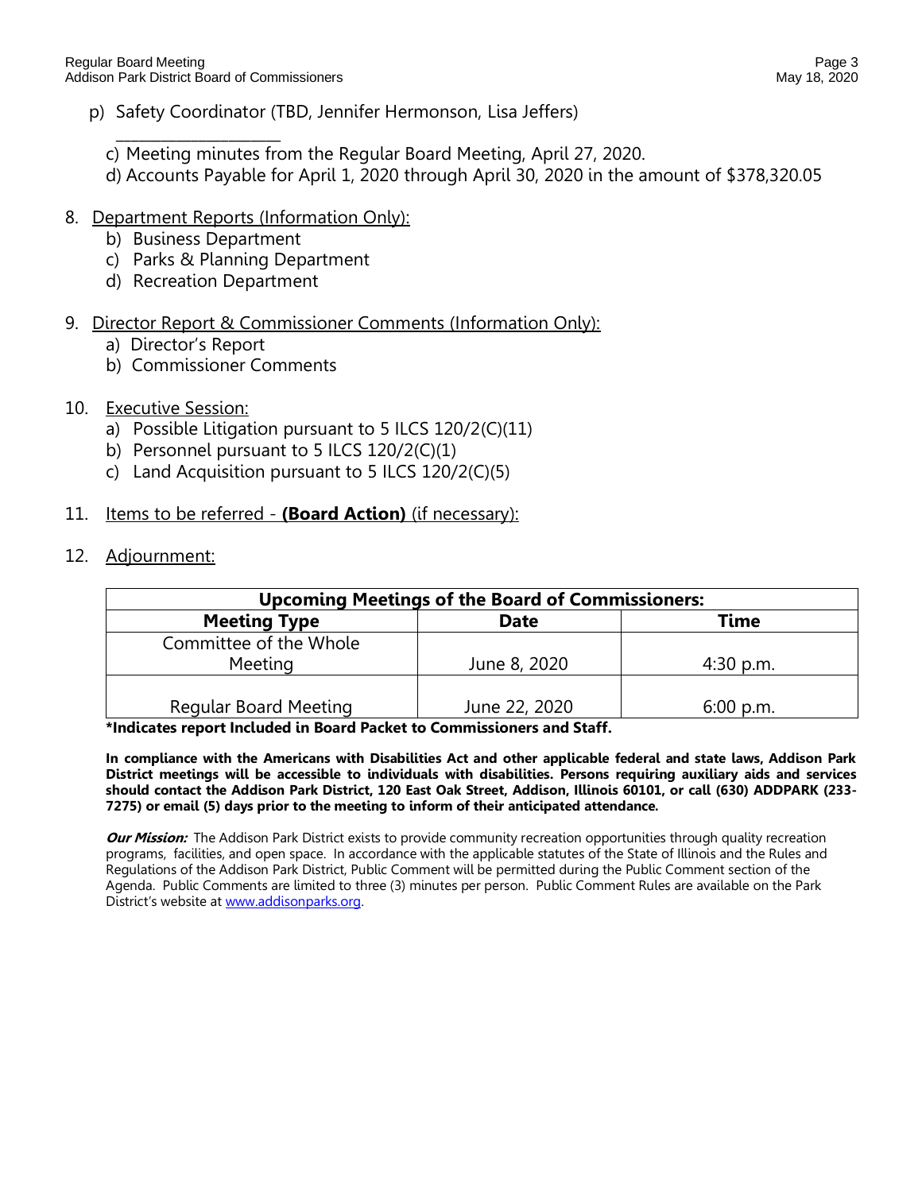p) Safety Coordinator (TBD, Jennifer Hermonson, Lisa Jeffers)

____________________

c) Meeting minutes from the Regular Board Meeting, April 27, 2020.

d) Accounts Payable for April 1, 2020 through April 30, 2020 in the amount of $378,320.05

8. Department Reports (Information Only):
   b) Business Department
   c) Parks & Planning Department
   d) Recreation Department

9. Director Report & Commissioner Comments (Information Only):
   a) Director's Report
   b) Commissioner Comments

10. Executive Session:
    a) Possible Litigation pursuant to 5 ILCS 120/2(C)(11)
    b) Personnel pursuant to 5 ILCS 120/2(C)(1)
    c) Land Acquisition pursuant to 5 ILCS 120/2(C)(5)

11. Items to be referred - **(Board Action)** (if necessary):

12. Adjournment:

| **Upcoming Meetings of the Board of Commissioners:** | | |
|---|---|---|
| **Meeting Type** | **Date** | **Time** |
| Committee of the Whole Meeting | June 8, 2020 | 4:30 p.m. |
| Regular Board Meeting | June 22, 2020 | 6:00 p.m. |

**\*Indicates report Included in Board Packet to Commissioners and Staff.**

**In compliance with the Americans with Disabilities Act and other applicable federal and state laws, Addison Park District meetings will be accessible to individuals with disabilities. Persons requiring auxiliary aids and services should contact the Addison Park District, 120 East Oak Street, Addison, Illinois 60101, or call (630) ADDPARK (233-7275) or email (5) days prior to the meeting to inform of their anticipated attendance.**

***Our Mission:*** The Addison Park District exists to provide community recreation opportunities through quality recreation programs, facilities, and open space. In accordance with the applicable statutes of the State of Illinois and the Rules and Regulations of the Addison Park District, Public Comment will be permitted during the Public Comment section of the Agenda. Public Comments are limited to three (3) minutes per person. Public Comment Rules are available on the Park District's website at www.addisonparks.org.